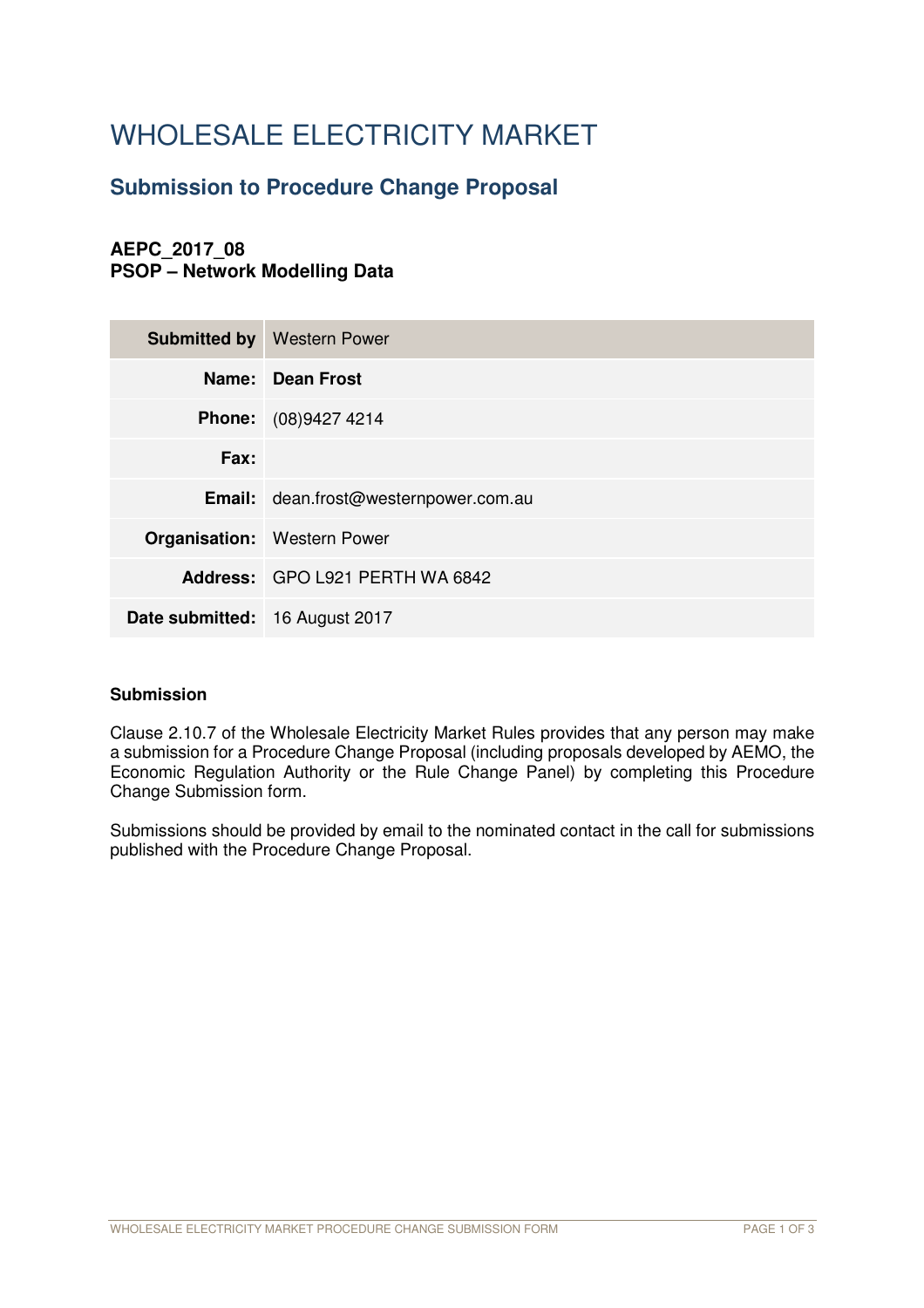# WHOLESALE ELECTRICITY MARKET

## Submission to Procedure Change Proposal

**AEPC_2017_08**
**PSOP – Network Modelling Data**

| **Submitted by** | Western Power |
|---|---|
| **Name:** | **Dean Frost** |
| **Phone:** | (08)9427 4214 |
| **Fax:** | |
| **Email:** | dean.frost@westernpower.com.au |
| **Organisation:** | Western Power |
| **Address:** | GPO L921 PERTH WA 6842 |
| **Date submitted:** | 16 August 2017 |

**Submission**

Clause 2.10.7 of the Wholesale Electricity Market Rules provides that any person may make a submission for a Procedure Change Proposal (including proposals developed by AEMO, the Economic Regulation Authority or the Rule Change Panel) by completing this Procedure Change Submission form.

Submissions should be provided by email to the nominated contact in the call for submissions published with the Procedure Change Proposal.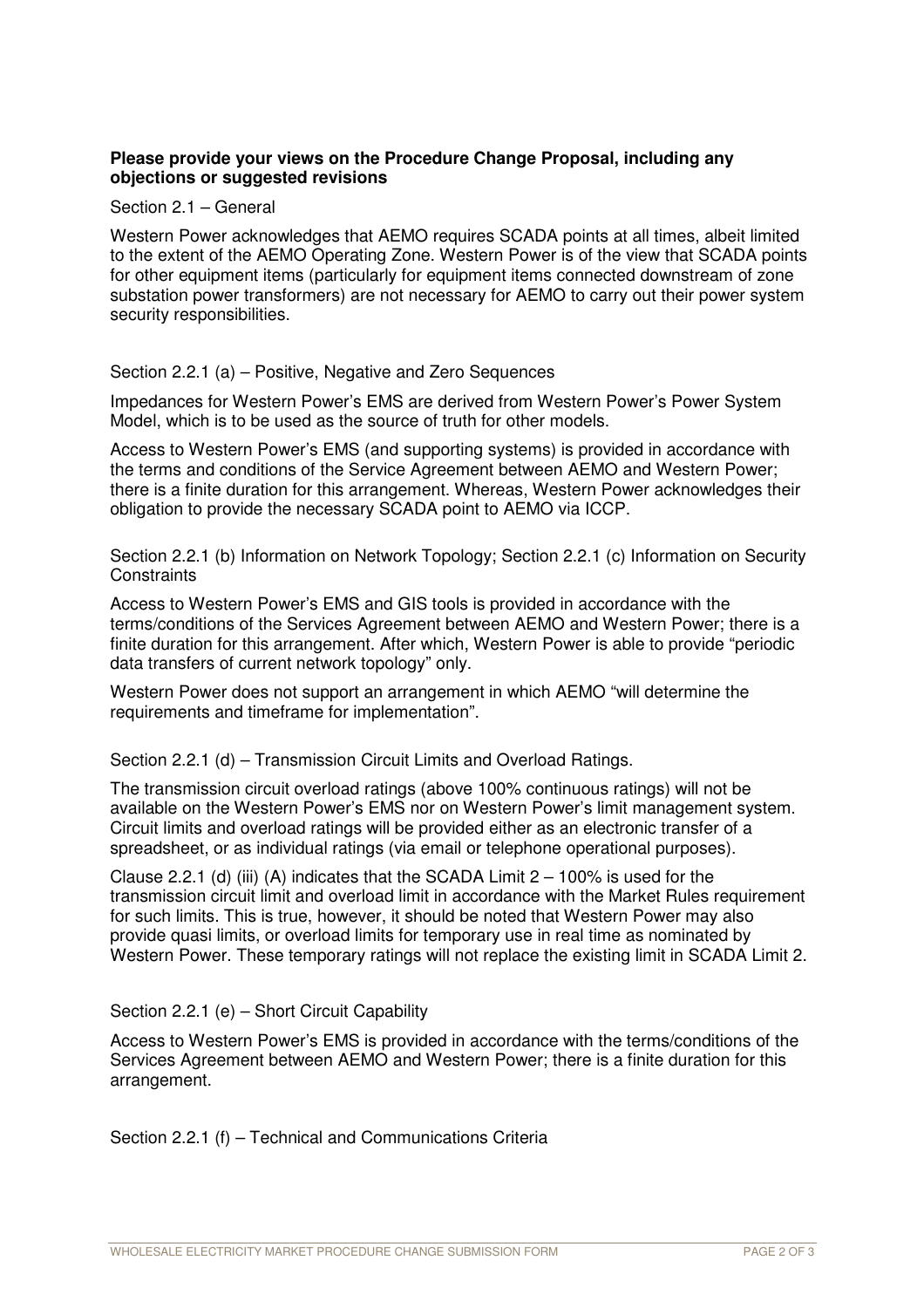**Please provide your views on the Procedure Change Proposal, including any objections or suggested revisions**

Section 2.1 – General

Western Power acknowledges that AEMO requires SCADA points at all times, albeit limited to the extent of the AEMO Operating Zone. Western Power is of the view that SCADA points for other equipment items (particularly for equipment items connected downstream of zone substation power transformers) are not necessary for AEMO to carry out their power system security responsibilities.

Section 2.2.1 (a) – Positive, Negative and Zero Sequences

Impedances for Western Power's EMS are derived from Western Power's Power System Model, which is to be used as the source of truth for other models.

Access to Western Power's EMS (and supporting systems) is provided in accordance with the terms and conditions of the Service Agreement between AEMO and Western Power; there is a finite duration for this arrangement. Whereas, Western Power acknowledges their obligation to provide the necessary SCADA point to AEMO via ICCP.

Section 2.2.1 (b) Information on Network Topology; Section 2.2.1 (c) Information on Security Constraints

Access to Western Power's EMS and GIS tools is provided in accordance with the terms/conditions of the Services Agreement between AEMO and Western Power; there is a finite duration for this arrangement. After which, Western Power is able to provide "periodic data transfers of current network topology" only.

Western Power does not support an arrangement in which AEMO "will determine the requirements and timeframe for implementation".

Section 2.2.1 (d) – Transmission Circuit Limits and Overload Ratings.

The transmission circuit overload ratings (above 100% continuous ratings) will not be available on the Western Power's EMS nor on Western Power's limit management system. Circuit limits and overload ratings will be provided either as an electronic transfer of a spreadsheet, or as individual ratings (via email or telephone operational purposes).

Clause 2.2.1 (d) (iii) (A) indicates that the SCADA Limit 2 – 100% is used for the transmission circuit limit and overload limit in accordance with the Market Rules requirement for such limits. This is true, however, it should be noted that Western Power may also provide quasi limits, or overload limits for temporary use in real time as nominated by Western Power. These temporary ratings will not replace the existing limit in SCADA Limit 2.

Section 2.2.1 (e) – Short Circuit Capability

Access to Western Power's EMS is provided in accordance with the terms/conditions of the Services Agreement between AEMO and Western Power; there is a finite duration for this arrangement.

Section 2.2.1 (f) – Technical and Communications Criteria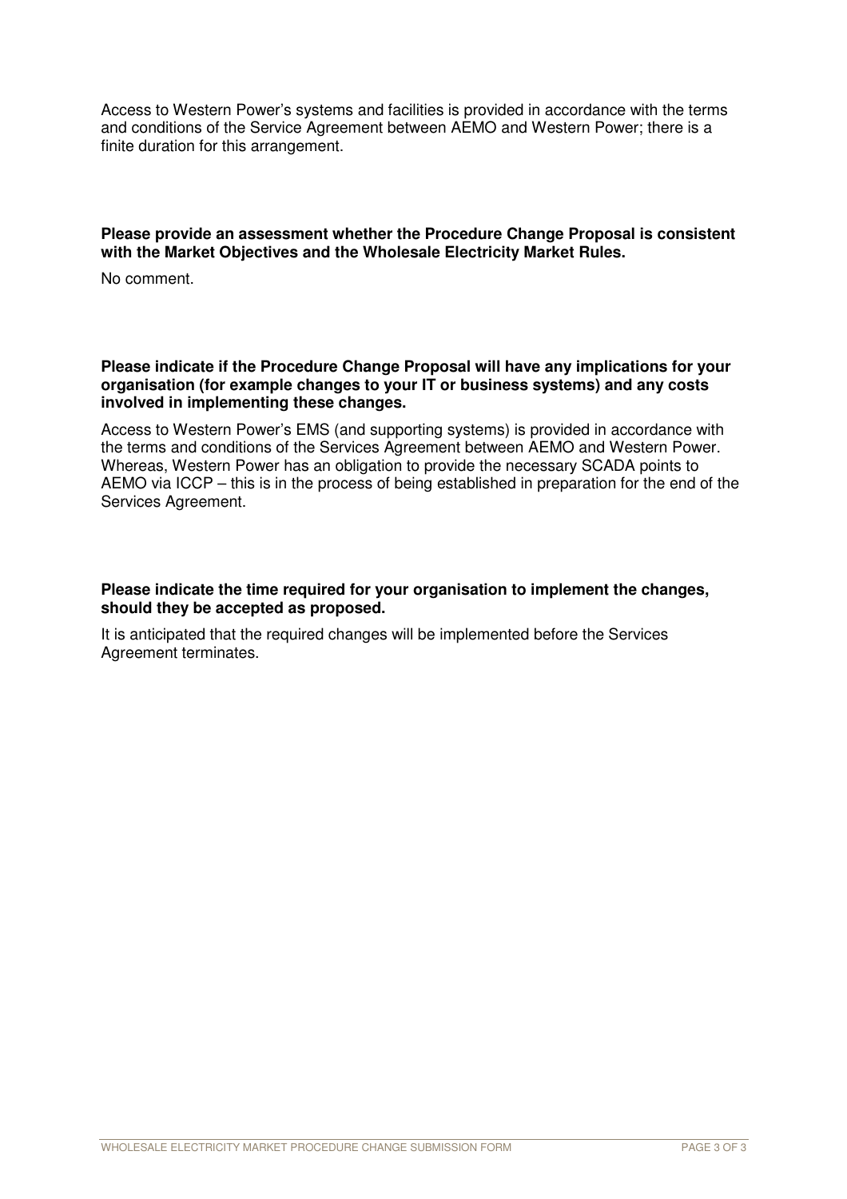Access to Western Power's systems and facilities is provided in accordance with the terms and conditions of the Service Agreement between AEMO and Western Power; there is a finite duration for this arrangement.

**Please provide an assessment whether the Procedure Change Proposal is consistent with the Market Objectives and the Wholesale Electricity Market Rules.**

No comment.

**Please indicate if the Procedure Change Proposal will have any implications for your organisation (for example changes to your IT or business systems) and any costs involved in implementing these changes.**

Access to Western Power's EMS (and supporting systems) is provided in accordance with the terms and conditions of the Services Agreement between AEMO and Western Power. Whereas, Western Power has an obligation to provide the necessary SCADA points to AEMO via ICCP – this is in the process of being established in preparation for the end of the Services Agreement.

**Please indicate the time required for your organisation to implement the changes, should they be accepted as proposed.**

It is anticipated that the required changes will be implemented before the Services Agreement terminates.